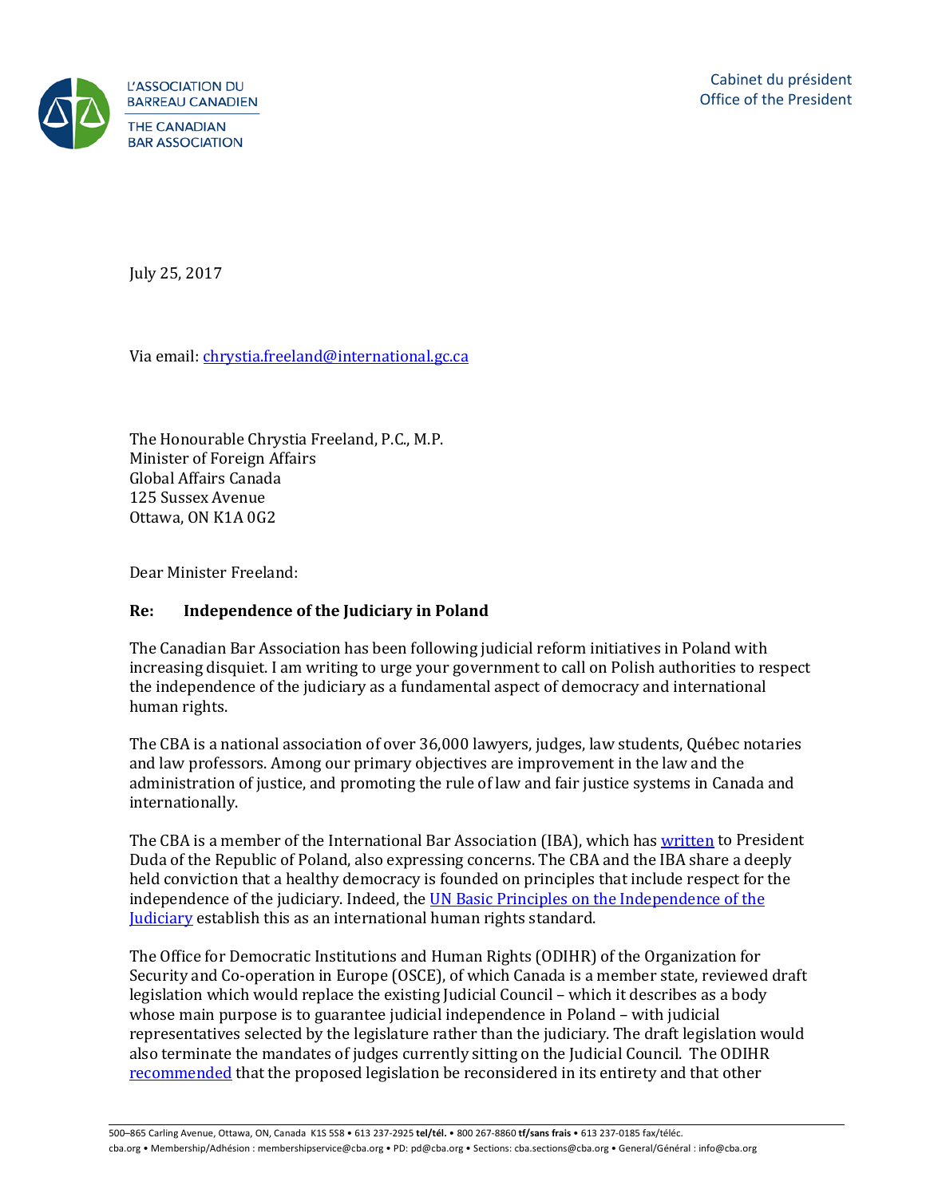L'ASSOCIATION DU BARREAU CANADIEN
THE CANADIAN BAR ASSOCIATION

Cabinet du président
Office of the President

July 25, 2017

Via email: chrystia.freeland@international.gc.ca

The Honourable Chrystia Freeland, P.C., M.P.
Minister of Foreign Affairs
Global Affairs Canada
125 Sussex Avenue
Ottawa, ON K1A 0G2

Dear Minister Freeland:

**Re: Independence of the Judiciary in Poland**

The Canadian Bar Association has been following judicial reform initiatives in Poland with increasing disquiet. I am writing to urge your government to call on Polish authorities to respect the independence of the judiciary as a fundamental aspect of democracy and international human rights.

The CBA is a national association of over 36,000 lawyers, judges, law students, Québec notaries and law professors. Among our primary objectives are improvement in the law and the administration of justice, and promoting the rule of law and fair justice systems in Canada and internationally.

The CBA is a member of the International Bar Association (IBA), which has written to President Duda of the Republic of Poland, also expressing concerns. The CBA and the IBA share a deeply held conviction that a healthy democracy is founded on principles that include respect for the independence of the judiciary. Indeed, the UN Basic Principles on the Independence of the Judiciary establish this as an international human rights standard.

The Office for Democratic Institutions and Human Rights (ODIHR) of the Organization for Security and Co-operation in Europe (OSCE), of which Canada is a member state, reviewed draft legislation which would replace the existing Judicial Council – which it describes as a body whose main purpose is to guarantee judicial independence in Poland – with judicial representatives selected by the legislature rather than the judiciary. The draft legislation would also terminate the mandates of judges currently sitting on the Judicial Council. The ODIHR recommended that the proposed legislation be reconsidered in its entirety and that other

500–865 Carling Avenue, Ottawa, ON, Canada K1S 5S8 • 613 237-2925 **tel/tél.** • 800 267-8860 **tf/sans frais** • 613 237-0185 fax/téléc.
cba.org • Membership/Adhésion : membershipservice@cba.org • PD: pd@cba.org • Sections: cba.sections@cba.org • General/Général : info@cba.org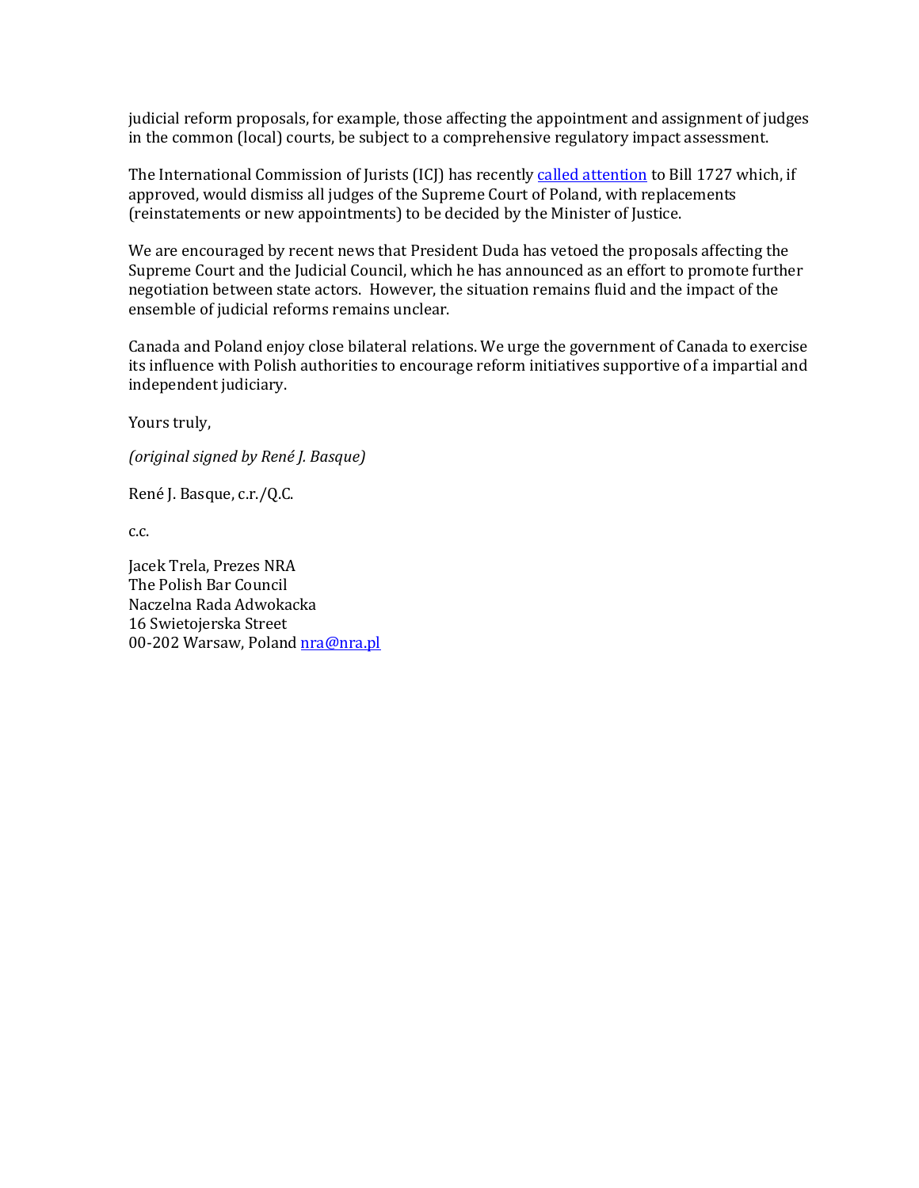judicial reform proposals, for example, those affecting the appointment and assignment of judges in the common (local) courts, be subject to a comprehensive regulatory impact assessment.

The International Commission of Jurists (ICJ) has recently called attention to Bill 1727 which, if approved, would dismiss all judges of the Supreme Court of Poland, with replacements (reinstatements or new appointments) to be decided by the Minister of Justice.

We are encouraged by recent news that President Duda has vetoed the proposals affecting the Supreme Court and the Judicial Council, which he has announced as an effort to promote further negotiation between state actors. However, the situation remains fluid and the impact of the ensemble of judicial reforms remains unclear.

Canada and Poland enjoy close bilateral relations. We urge the government of Canada to exercise its influence with Polish authorities to encourage reform initiatives supportive of a impartial and independent judiciary.

Yours truly,

*(original signed by René J. Basque)*

René J. Basque, c.r./Q.C.

c.c.

Jacek Trela, Prezes NRA
The Polish Bar Council
Naczelna Rada Adwokacka
16 Swietojerska Street
00-202 Warsaw, Poland nra@nra.pl